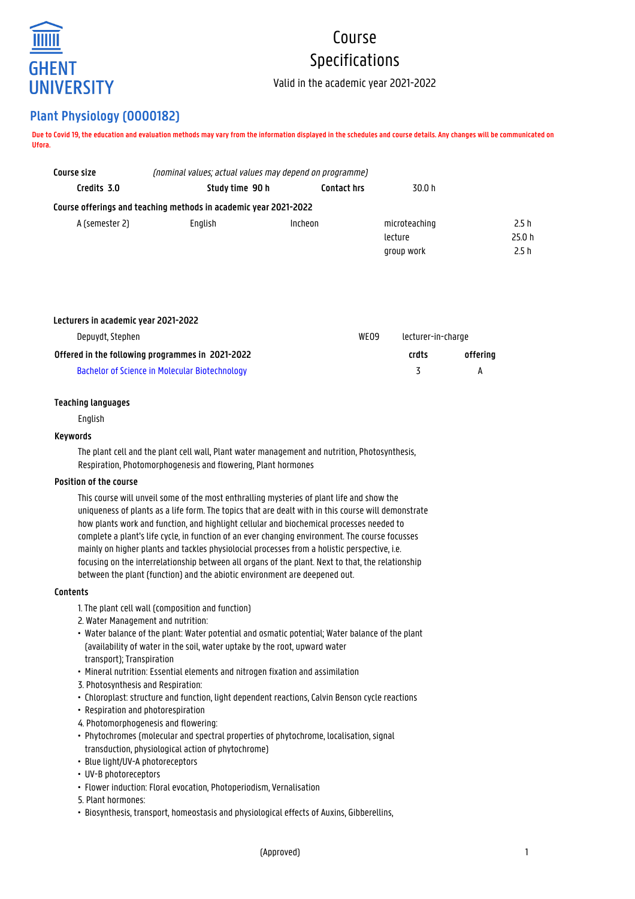GHENT UNIVERSITY

# Course Specifications

Valid in the academic year 2021-2022

## Plant Physiology (O000182)

**Due to Covid 19, the education and evaluation methods may vary from the information displayed in the schedules and course details. Any changes will be communicated on Ufora.**

**Course size** *(nominal values; actual values may depend on programme)*

| **Credits 3.0** | **Study time 90 h** | **Contact hrs** | 30.0 h |
|---|---|---|---|

**Course offerings and teaching methods in academic year 2021-2022**

| | | | | |
|---|---|---|---|---|
| A (semester 2) | English | Incheon | microteaching | 2.5 h |
| | | | lecture | 25.0 h |
| | | | group work | 2.5 h |

**Lecturers in academic year 2021-2022**

| | | |
|---|---|---|
| Depuydt, Stephen | WE09 | lecturer-in-charge |

**Offered in the following programmes in 2021-2022**

| | crdts | offering |
|---|---|---|
| Bachelor of Science in Molecular Biotechnology | 3 | A |

### Teaching languages

English

### Keywords

The plant cell and the plant cell wall, Plant water management and nutrition, Photosynthesis, Respiration, Photomorphogenesis and flowering, Plant hormones

### Position of the course

This course will unveil some of the most enthralling mysteries of plant life and show the uniqueness of plants as a life form. The topics that are dealt with in this course will demonstrate how plants work and function, and highlight cellular and biochemical processes needed to complete a plant's life cycle, in function of an ever changing environment. The course focusses mainly on higher plants and tackles physiolocial processes from a holistic perspective, i.e. focusing on the interrelationship between all organs of the plant. Next to that, the relationship between the plant (function) and the abiotic environment are deepened out.

### Contents

1. The plant cell wall (composition and function)
2. Water Management and nutrition:
   - Water balance of the plant: Water potential and osmatic potential; Water balance of the plant (availability of water in the soil, water uptake by the root, upward water transport); Transpiration
   - Mineral nutrition: Essential elements and nitrogen fixation and assimilation
3. Photosynthesis and Respiration:
   - Chloroplast: structure and function, light dependent reactions, Calvin Benson cycle reactions
   - Respiration and photorespiration
4. Photomorphogenesis and flowering:
   - Phytochromes (molecular and spectral properties of phytochrome, localisation, signal transduction, physiological action of phytochrome)
   - Blue light/UV-A photoreceptors
   - UV-B photoreceptors
   - Flower induction: Floral evocation, Photoperiodism, Vernalisation
5. Plant hormones:
   - Biosynthesis, transport, homeostasis and physiological effects of Auxins, Gibberellins,

(Approved)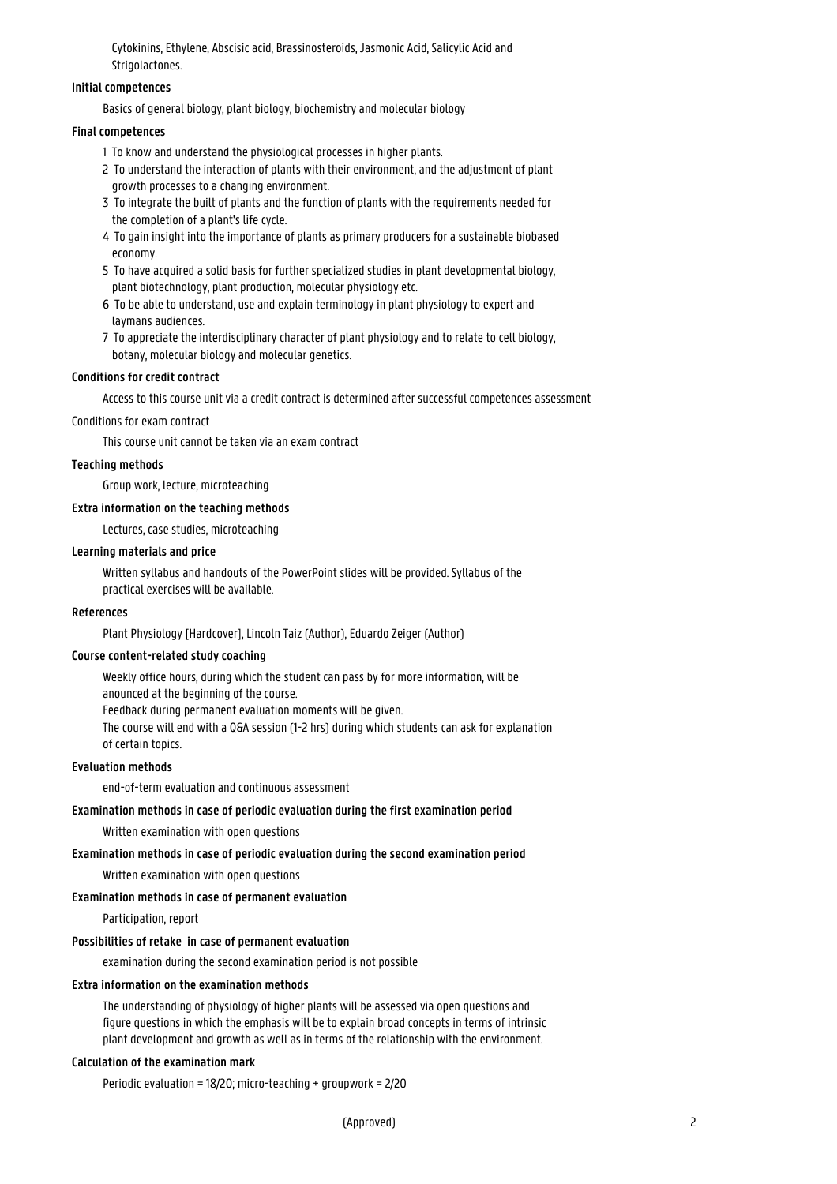Cytokinins, Ethylene, Abscisic acid, Brassinosteroids, Jasmonic Acid, Salicylic Acid and Strigolactones.

**Initial competences**

Basics of general biology, plant biology, biochemistry and molecular biology

**Final competences**

1 To know and understand the physiological processes in higher plants.
2 To understand the interaction of plants with their environment, and the adjustment of plant growth processes to a changing environment.
3 To integrate the built of plants and the function of plants with the requirements needed for the completion of a plant's life cycle.
4 To gain insight into the importance of plants as primary producers for a sustainable biobased economy.
5 To have acquired a solid basis for further specialized studies in plant developmental biology, plant biotechnology, plant production, molecular physiology etc.
6 To be able to understand, use and explain terminology in plant physiology to expert and laymans audiences.
7 To appreciate the interdisciplinary character of plant physiology and to relate to cell biology, botany, molecular biology and molecular genetics.

**Conditions for credit contract**

Access to this course unit via a credit contract is determined after successful competences assessment

Conditions for exam contract

This course unit cannot be taken via an exam contract

**Teaching methods**

Group work, lecture, microteaching

**Extra information on the teaching methods**

Lectures, case studies, microteaching

**Learning materials and price**

Written syllabus and handouts of the PowerPoint slides will be provided. Syllabus of the practical exercises will be available.

**References**

Plant Physiology [Hardcover], Lincoln Taiz (Author), Eduardo Zeiger (Author)

**Course content-related study coaching**

Weekly office hours, during which the student can pass by for more information, will be anounced at the beginning of the course.
Feedback during permanent evaluation moments will be given.
The course will end with a Q&A session (1-2 hrs) during which students can ask for explanation of certain topics.

**Evaluation methods**

end-of-term evaluation and continuous assessment

**Examination methods in case of periodic evaluation during the first examination period**

Written examination with open questions

**Examination methods in case of periodic evaluation during the second examination period**

Written examination with open questions

**Examination methods in case of permanent evaluation**

Participation, report

**Possibilities of retake in case of permanent evaluation**

examination during the second examination period is not possible

**Extra information on the examination methods**

The understanding of physiology of higher plants will be assessed via open questions and figure questions in which the emphasis will be to explain broad concepts in terms of intrinsic plant development and growth as well as in terms of the relationship with the environment.

**Calculation of the examination mark**

Periodic evaluation = 18/20; micro-teaching + groupwork = 2/20

(Approved)